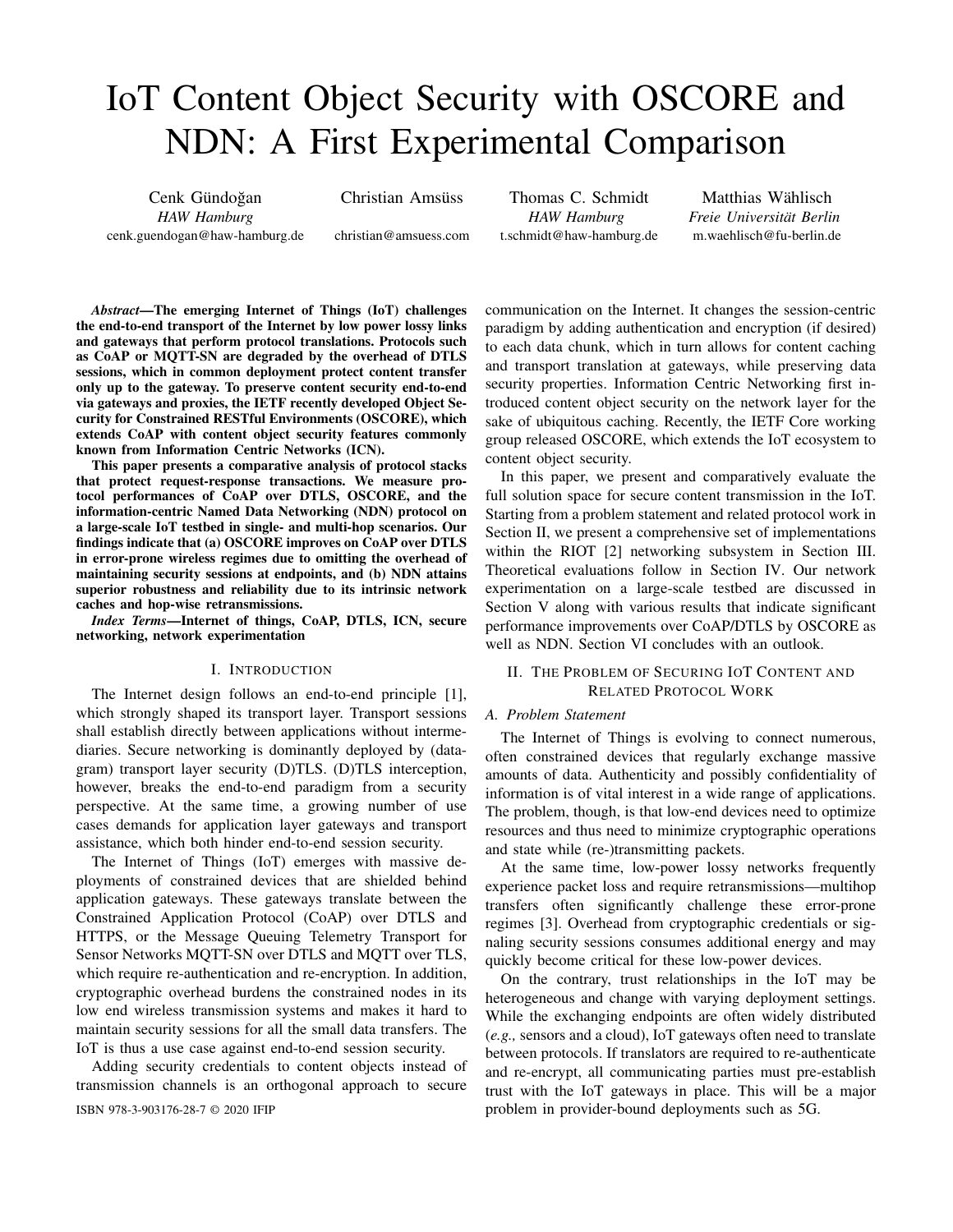# IoT Content Object Security with OSCORE and NDN: A First Experimental Comparison

Cenk Gündoğan
*HAW Hamburg*
cenk.guendogan@haw-hamburg.de

Christian Amsüss
christian@amsuess.com

Thomas C. Schmidt
*HAW Hamburg*
t.schmidt@haw-hamburg.de

Matthias Wählisch
*Freie Universität Berlin*
m.waehlisch@fu-berlin.de

***Abstract*—The emerging Internet of Things (IoT) challenges the end-to-end transport of the Internet by low power lossy links and gateways that perform protocol translations. Protocols such as CoAP or MQTT-SN are degraded by the overhead of DTLS sessions, which in common deployment protect content transfer only up to the gateway. To preserve content security end-to-end via gateways and proxies, the IETF recently developed Object Security for Constrained RESTful Environments (OSCORE), which extends CoAP with content object security features commonly known from Information Centric Networks (ICN).**

**This paper presents a comparative analysis of protocol stacks that protect request-response transactions. We measure protocol performances of CoAP over DTLS, OSCORE, and the information-centric Named Data Networking (NDN) protocol on a large-scale IoT testbed in single- and multi-hop scenarios. Our findings indicate that (a) OSCORE improves on CoAP over DTLS in error-prone wireless regimes due to omitting the overhead of maintaining security sessions at endpoints, and (b) NDN attains superior robustness and reliability due to its intrinsic network caches and hop-wise retransmissions.**

***Index Terms*—Internet of things, CoAP, DTLS, ICN, secure networking, network experimentation**

## I. Introduction

The Internet design follows an end-to-end principle [1], which strongly shaped its transport layer. Transport sessions shall establish directly between applications without intermediaries. Secure networking is dominantly deployed by (datagram) transport layer security (D)TLS. (D)TLS interception, however, breaks the end-to-end paradigm from a security perspective. At the same time, a growing number of use cases demands for application layer gateways and transport assistance, which both hinder end-to-end session security.

The Internet of Things (IoT) emerges with massive deployments of constrained devices that are shielded behind application gateways. These gateways translate between the Constrained Application Protocol (CoAP) over DTLS and HTTPS, or the Message Queuing Telemetry Transport for Sensor Networks MQTT-SN over DTLS and MQTT over TLS, which require re-authentication and re-encryption. In addition, cryptographic overhead burdens the constrained nodes in its low end wireless transmission systems and makes it hard to maintain security sessions for all the small data transfers. The IoT is thus a use case against end-to-end session security.

Adding security credentials to content objects instead of transmission channels is an orthogonal approach to secure communication on the Internet. It changes the session-centric paradigm by adding authentication and encryption (if desired) to each data chunk, which in turn allows for content caching and transport translation at gateways, while preserving data security properties. Information Centric Networking first introduced content object security on the network layer for the sake of ubiquitous caching. Recently, the IETF Core working group released OSCORE, which extends the IoT ecosystem to content object security.

In this paper, we present and comparatively evaluate the full solution space for secure content transmission in the IoT. Starting from a problem statement and related protocol work in Section II, we present a comprehensive set of implementations within the RIOT [2] networking subsystem in Section III. Theoretical evaluations follow in Section IV. Our network experimentation on a large-scale testbed are discussed in Section V along with various results that indicate significant performance improvements over CoAP/DTLS by OSCORE as well as NDN. Section VI concludes with an outlook.

## II. The Problem of Securing IoT Content and Related Protocol Work

### A. Problem Statement

The Internet of Things is evolving to connect numerous, often constrained devices that regularly exchange massive amounts of data. Authenticity and possibly confidentiality of information is of vital interest in a wide range of applications. The problem, though, is that low-end devices need to optimize resources and thus need to minimize cryptographic operations and state while (re-)transmitting packets.

At the same time, low-power lossy networks frequently experience packet loss and require retransmissions—multihop transfers often significantly challenge these error-prone regimes [3]. Overhead from cryptographic credentials or signaling security sessions consumes additional energy and may quickly become critical for these low-power devices.

On the contrary, trust relationships in the IoT may be heterogeneous and change with varying deployment settings. While the exchanging endpoints are often widely distributed (*e.g.,* sensors and a cloud), IoT gateways often need to translate between protocols. If translators are required to re-authenticate and re-encrypt, all communicating parties must pre-establish trust with the IoT gateways in place. This will be a major problem in provider-bound deployments such as 5G.

ISBN 978-3-903176-28-7 © 2020 IFIP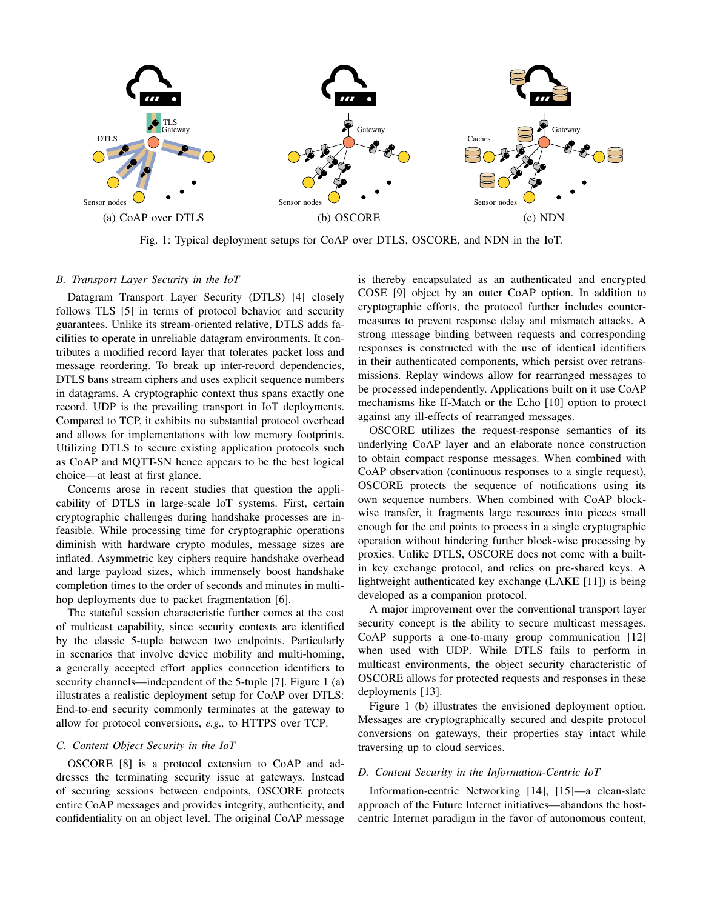Fig. 1: Typical deployment setups for CoAP over DTLS, OSCORE, and NDN in the IoT.

### B. Transport Layer Security in the IoT

Datagram Transport Layer Security (DTLS) [4] closely follows TLS [5] in terms of protocol behavior and security guarantees. Unlike its stream-oriented relative, DTLS adds facilities to operate in unreliable datagram environments. It contributes a modified record layer that tolerates packet loss and message reordering. To break up inter-record dependencies, DTLS bans stream ciphers and uses explicit sequence numbers in datagrams. A cryptographic context thus spans exactly one record. UDP is the prevailing transport in IoT deployments. Compared to TCP, it exhibits no substantial protocol overhead and allows for implementations with low memory footprints. Utilizing DTLS to secure existing application protocols such as CoAP and MQTT-SN hence appears to be the best logical choice—at least at first glance.

Concerns arose in recent studies that question the applicability of DTLS in large-scale IoT systems. First, certain cryptographic challenges during handshake processes are infeasible. While processing time for cryptographic operations diminish with hardware crypto modules, message sizes are inflated. Asymmetric key ciphers require handshake overhead and large payload sizes, which immensely boost handshake completion times to the order of seconds and minutes in multi-hop deployments due to packet fragmentation [6].

The stateful session characteristic further comes at the cost of multicast capability, since security contexts are identified by the classic 5-tuple between two endpoints. Particularly in scenarios that involve device mobility and multi-homing, a generally accepted effort applies connection identifiers to security channels—independent of the 5-tuple [7]. Figure 1 (a) illustrates a realistic deployment setup for CoAP over DTLS: End-to-end security commonly terminates at the gateway to allow for protocol conversions, *e.g.,* to HTTPS over TCP.

### C. Content Object Security in the IoT

OSCORE [8] is a protocol extension to CoAP and addresses the terminating security issue at gateways. Instead of securing sessions between endpoints, OSCORE protects entire CoAP messages and provides integrity, authenticity, and confidentiality on an object level. The original CoAP message is thereby encapsulated as an authenticated and encrypted COSE [9] object by an outer CoAP option. In addition to cryptographic efforts, the protocol further includes countermeasures to prevent response delay and mismatch attacks. A strong message binding between requests and corresponding responses is constructed with the use of identical identifiers in their authenticated components, which persist over retransmissions. Replay windows allow for rearranged messages to be processed independently. Applications built on it use CoAP mechanisms like If-Match or the Echo [10] option to protect against any ill-effects of rearranged messages.

OSCORE utilizes the request-response semantics of its underlying CoAP layer and an elaborate nonce construction to obtain compact response messages. When combined with CoAP observation (continuous responses to a single request), OSCORE protects the sequence of notifications using its own sequence numbers. When combined with CoAP block-wise transfer, it fragments large resources into pieces small enough for the end points to process in a single cryptographic operation without hindering further block-wise processing by proxies. Unlike DTLS, OSCORE does not come with a built-in key exchange protocol, and relies on pre-shared keys. A lightweight authenticated key exchange (LAKE [11]) is being developed as a companion protocol.

A major improvement over the conventional transport layer security concept is the ability to secure multicast messages. CoAP supports a one-to-many group communication [12] when used with UDP. While DTLS fails to perform in multicast environments, the object security characteristic of OSCORE allows for protected requests and responses in these deployments [13].

Figure 1 (b) illustrates the envisioned deployment option. Messages are cryptographically secured and despite protocol conversions on gateways, their properties stay intact while traversing up to cloud services.

### D. Content Security in the Information-Centric IoT

Information-centric Networking [14], [15]—a clean-slate approach of the Future Internet initiatives—abandons the host-centric Internet paradigm in the favor of autonomous content,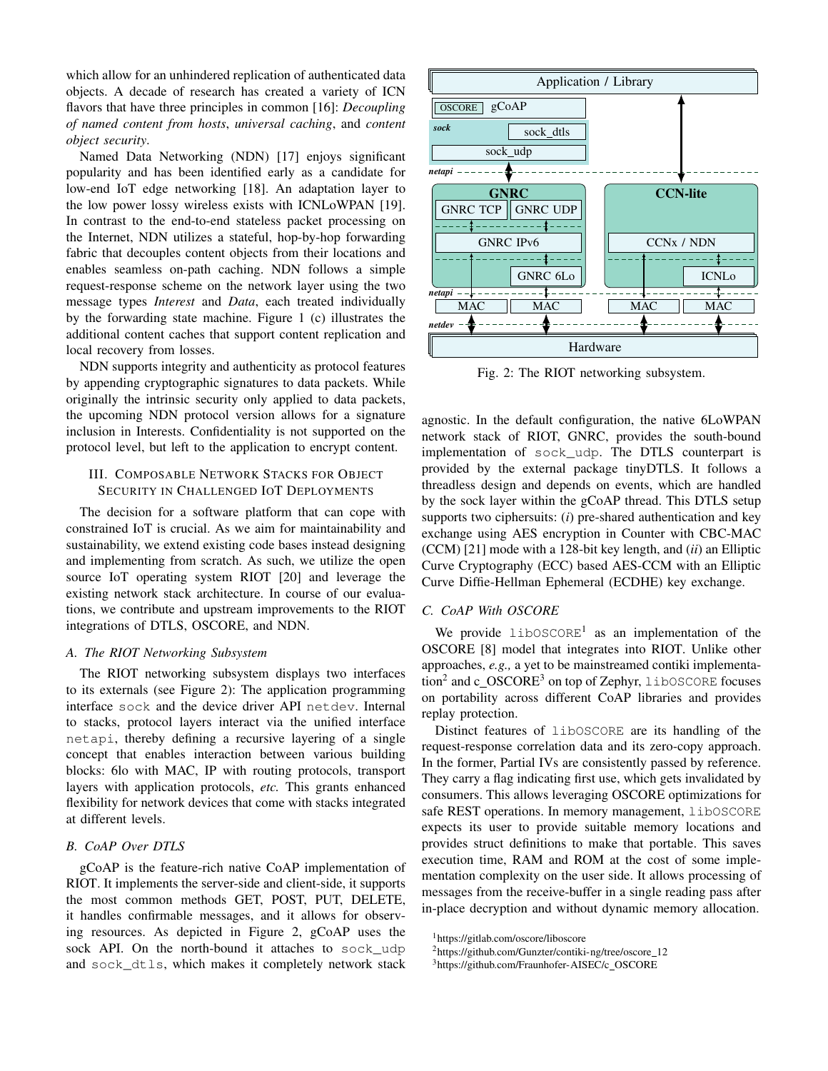which allow for an unhindered replication of authenticated data objects. A decade of research has created a variety of ICN flavors that have three principles in common [16]: *Decoupling of named content from hosts*, *universal caching*, and *content object security*.

Named Data Networking (NDN) [17] enjoys significant popularity and has been identified early as a candidate for low-end IoT edge networking [18]. An adaptation layer to the low power lossy wireless exists with ICNLoWPAN [19]. In contrast to the end-to-end stateless packet processing on the Internet, NDN utilizes a stateful, hop-by-hop forwarding fabric that decouples content objects from their locations and enables seamless on-path caching. NDN follows a simple request-response scheme on the network layer using the two message types *Interest* and *Data*, each treated individually by the forwarding state machine. Figure 1 (c) illustrates the additional content caches that support content replication and local recovery from losses.

NDN supports integrity and authenticity as protocol features by appending cryptographic signatures to data packets. While originally the intrinsic security only applied to data packets, the upcoming NDN protocol version allows for a signature inclusion in Interests. Confidentiality is not supported on the protocol level, but left to the application to encrypt content.

## III. Composable Network Stacks for Object Security in Challenged IoT Deployments

The decision for a software platform that can cope with constrained IoT is crucial. As we aim for maintainability and sustainability, we extend existing code bases instead designing and implementing from scratch. As such, we utilize the open source IoT operating system RIOT [20] and leverage the existing network stack architecture. In course of our evaluations, we contribute and upstream improvements to the RIOT integrations of DTLS, OSCORE, and NDN.

### A. The RIOT Networking Subsystem

The RIOT networking subsystem displays two interfaces to its externals (see Figure 2): The application programming interface `sock` and the device driver API `netdev`. Internal to stacks, protocol layers interact via the unified interface `netapi`, thereby defining a recursive layering of a single concept that enables interaction between various building blocks: 6lo with MAC, IP with routing protocols, transport layers with application protocols, *etc.* This grants enhanced flexibility for network devices that come with stacks integrated at different levels.

### B. CoAP Over DTLS

gCoAP is the feature-rich native CoAP implementation of RIOT. It implements the server-side and client-side, it supports the most common methods GET, POST, PUT, DELETE, it handles confirmable messages, and it allows for observing resources. As depicted in Figure 2, gCoAP uses the sock API. On the north-bound it attaches to `sock_udp` and `sock_dtls`, which makes it completely network stack agnostic. In the default configuration, the native 6LoWPAN network stack of RIOT, GNRC, provides the south-bound implementation of `sock_udp`. The DTLS counterpart is provided by the external package tinyDTLS. It follows a threadless design and depends on events, which are handled by the sock layer within the gCoAP thread. This DTLS setup supports two ciphersuits: (*i*) pre-shared authentication and key exchange using AES encryption in Counter with CBC-MAC (CCM) [21] mode with a 128-bit key length, and (*ii*) an Elliptic Curve Cryptography (ECC) based AES-CCM with an Elliptic Curve Diffie-Hellman Ephemeral (ECDHE) key exchange.

Fig. 2: The RIOT networking subsystem.

### C. CoAP With OSCORE

We provide `libOSCORE`[1] as an implementation of the OSCORE [8] model that integrates into RIOT. Unlike other approaches, *e.g.,* a yet to be mainstreamed contiki implementation[2] and c_OSCORE[3] on top of Zephyr, `libOSCORE` focuses on portability across different CoAP libraries and provides replay protection.

Distinct features of `libOSCORE` are its handling of the request-response correlation data and its zero-copy approach. In the former, Partial IVs are consistently passed by reference. They carry a flag indicating first use, which gets invalidated by consumers. This allows leveraging OSCORE optimizations for safe REST operations. In memory management, `libOSCORE` expects its user to provide suitable memory locations and provides struct definitions to make that portable. This saves execution time, RAM and ROM at the cost of some implementation complexity on the user side. It allows processing of messages from the receive-buffer in a single reading pass after in-place decryption and without dynamic memory allocation.

[1] https://gitlab.com/oscore/liboscore
[2] https://github.com/Gunzter/contiki-ng/tree/oscore_12
[3] https://github.com/Fraunhofer-AISEC/c_OSCORE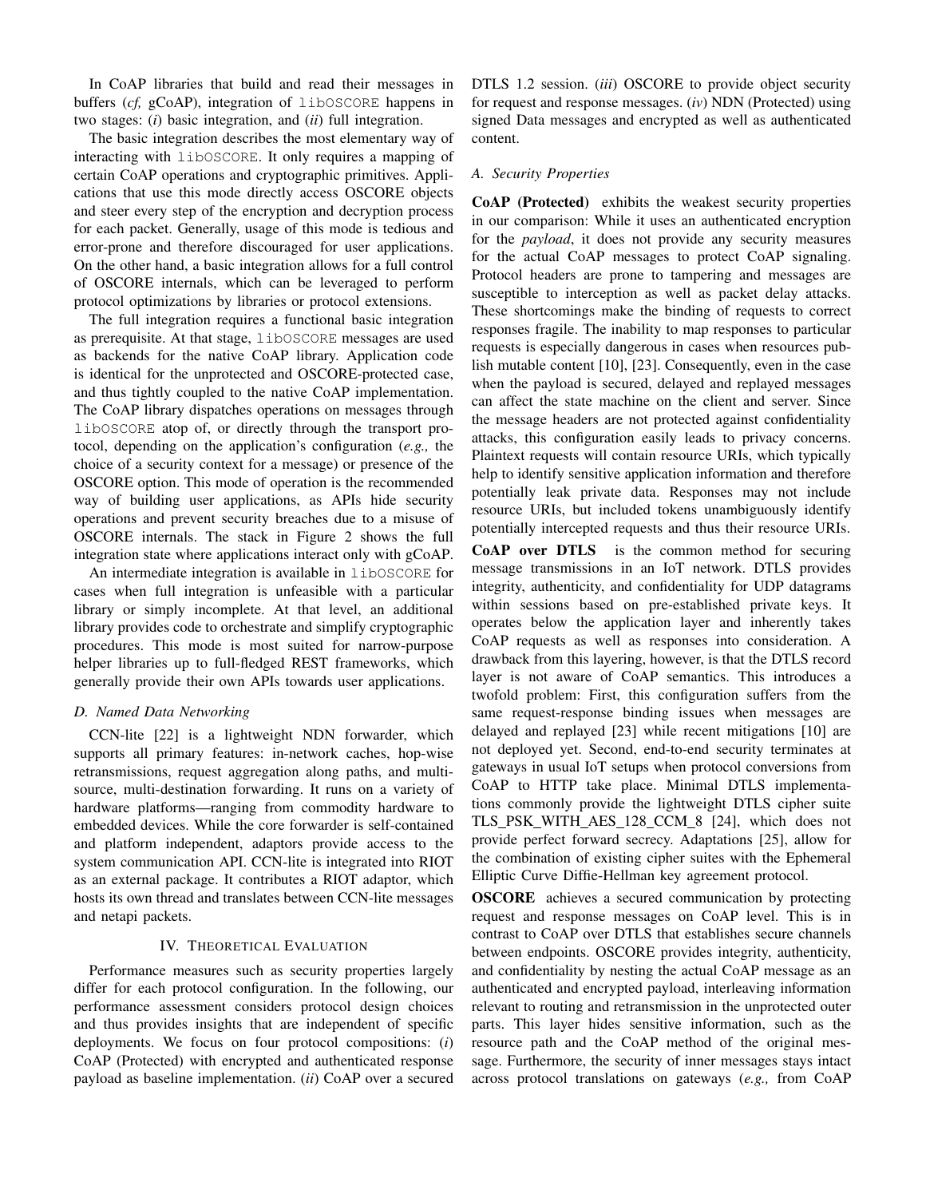In CoAP libraries that build and read their messages in buffers (*cf,* gCoAP), integration of libOSCORE happens in two stages: (*i*) basic integration, and (*ii*) full integration.

The basic integration describes the most elementary way of interacting with libOSCORE. It only requires a mapping of certain CoAP operations and cryptographic primitives. Applications that use this mode directly access OSCORE objects and steer every step of the encryption and decryption process for each packet. Generally, usage of this mode is tedious and error-prone and therefore discouraged for user applications. On the other hand, a basic integration allows for a full control of OSCORE internals, which can be leveraged to perform protocol optimizations by libraries or protocol extensions.

The full integration requires a functional basic integration as prerequisite. At that stage, libOSCORE messages are used as backends for the native CoAP library. Application code is identical for the unprotected and OSCORE-protected case, and thus tightly coupled to the native CoAP implementation. The CoAP library dispatches operations on messages through libOSCORE atop of, or directly through the transport protocol, depending on the application's configuration (*e.g.,* the choice of a security context for a message) or presence of the OSCORE option. This mode of operation is the recommended way of building user applications, as APIs hide security operations and prevent security breaches due to a misuse of OSCORE internals. The stack in Figure 2 shows the full integration state where applications interact only with gCoAP.

An intermediate integration is available in libOSCORE for cases when full integration is unfeasible with a particular library or simply incomplete. At that level, an additional library provides code to orchestrate and simplify cryptographic procedures. This mode is most suited for narrow-purpose helper libraries up to full-fledged REST frameworks, which generally provide their own APIs towards user applications.

### D. Named Data Networking

CCN-lite [22] is a lightweight NDN forwarder, which supports all primary features: in-network caches, hop-wise retransmissions, request aggregation along paths, and multi-source, multi-destination forwarding. It runs on a variety of hardware platforms—ranging from commodity hardware to embedded devices. While the core forwarder is self-contained and platform independent, adaptors provide access to the system communication API. CCN-lite is integrated into RIOT as an external package. It contributes a RIOT adaptor, which hosts its own thread and translates between CCN-lite messages and netapi packets.

## IV. Theoretical Evaluation

Performance measures such as security properties largely differ for each protocol configuration. In the following, our performance assessment considers protocol design choices and thus provides insights that are independent of specific deployments. We focus on four protocol compositions: (*i*) CoAP (Protected) with encrypted and authenticated response payload as baseline implementation. (*ii*) CoAP over a secured DTLS 1.2 session. (*iii*) OSCORE to provide object security for request and response messages. (*iv*) NDN (Protected) using signed Data messages and encrypted as well as authenticated content.

### A. Security Properties

**CoAP (Protected)** exhibits the weakest security properties in our comparison: While it uses an authenticated encryption for the *payload*, it does not provide any security measures for the actual CoAP messages to protect CoAP signaling. Protocol headers are prone to tampering and messages are susceptible to interception as well as packet delay attacks. These shortcomings make the binding of requests to correct responses fragile. The inability to map responses to particular requests is especially dangerous in cases when resources publish mutable content [10], [23]. Consequently, even in the case when the payload is secured, delayed and replayed messages can affect the state machine on the client and server. Since the message headers are not protected against confidentiality attacks, this configuration easily leads to privacy concerns. Plaintext requests will contain resource URIs, which typically help to identify sensitive application information and therefore potentially leak private data. Responses may not include resource URIs, but included tokens unambiguously identify potentially intercepted requests and thus their resource URIs.

**CoAP over DTLS** is the common method for securing message transmissions in an IoT network. DTLS provides integrity, authenticity, and confidentiality for UDP datagrams within sessions based on pre-established private keys. It operates below the application layer and inherently takes CoAP requests as well as responses into consideration. A drawback from this layering, however, is that the DTLS record layer is not aware of CoAP semantics. This introduces a twofold problem: First, this configuration suffers from the same request-response binding issues when messages are delayed and replayed [23] while recent mitigations [10] are not deployed yet. Second, end-to-end security terminates at gateways in usual IoT setups when protocol conversions from CoAP to HTTP take place. Minimal DTLS implementations commonly provide the lightweight DTLS cipher suite TLS_PSK_WITH_AES_128_CCM_8 [24], which does not provide perfect forward secrecy. Adaptations [25], allow for the combination of existing cipher suites with the Ephemeral Elliptic Curve Diffie-Hellman key agreement protocol.

**OSCORE** achieves a secured communication by protecting request and response messages on CoAP level. This is in contrast to CoAP over DTLS that establishes secure channels between endpoints. OSCORE provides integrity, authenticity, and confidentiality by nesting the actual CoAP message as an authenticated and encrypted payload, interleaving information relevant to routing and retransmission in the unprotected outer parts. This layer hides sensitive information, such as the resource path and the CoAP method of the original message. Furthermore, the security of inner messages stays intact across protocol translations on gateways (*e.g.,* from CoAP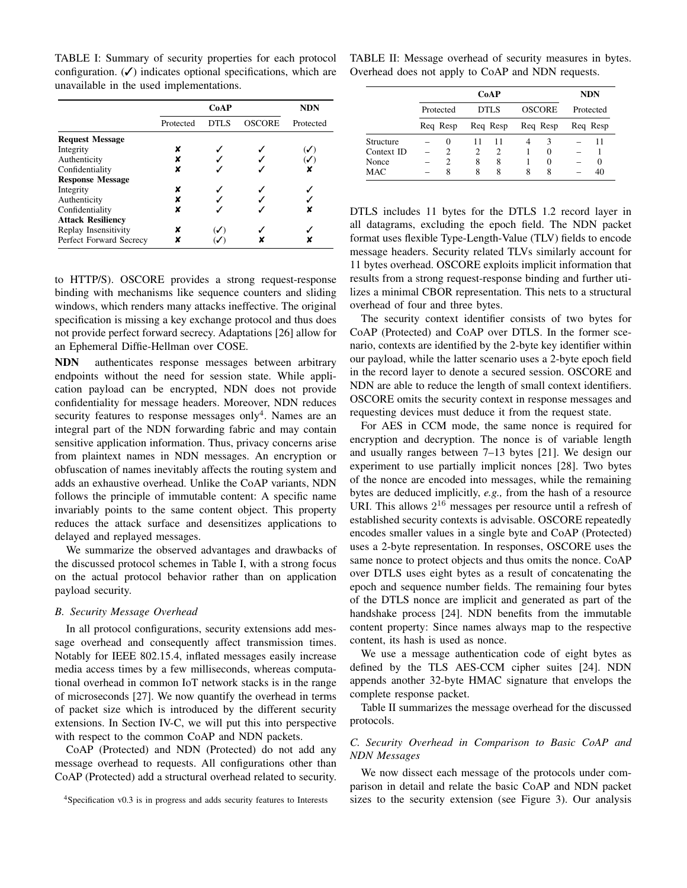TABLE I: Summary of security properties for each protocol configuration. (✓) indicates optional specifications, which are unavailable in the used implementations.

| | CoAP | | | NDN |
|---|---|---|---|---|
| | Protected | DTLS | OSCORE | Protected |
| **Request Message** | | | | |
| Integrity | ✘ | ✓ | ✓ | (✓) |
| Authenticity | ✘ | ✓ | ✓ | (✓) |
| Confidentiality | ✘ | ✓ | ✓ | ✘ |
| **Response Message** | | | | |
| Integrity | ✘ | ✓ | ✓ | ✓ |
| Authenticity | ✘ | ✓ | ✓ | ✓ |
| Confidentiality | ✘ | ✓ | ✓ | ✘ |
| **Attack Resiliency** | | | | |
| Replay Insensitivity | ✘ | (✓) | ✓ | ✓ |
| Perfect Forward Secrecy | ✘ | (✓) | ✘ | ✘ |

to HTTP/S). OSCORE provides a strong request-response binding with mechanisms like sequence counters and sliding windows, which renders many attacks ineffective. The original specification is missing a key exchange protocol and thus does not provide perfect forward secrecy. Adaptations [26] allow for an Ephemeral Diffie-Hellman over COSE.

**NDN** authenticates response messages between arbitrary endpoints without the need for session state. While application payload can be encrypted, NDN does not provide confidentiality for message headers. Moreover, NDN reduces security features to response messages only[4]. Names are an integral part of the NDN forwarding fabric and may contain sensitive application information. Thus, privacy concerns arise from plaintext names in NDN messages. An encryption or obfuscation of names inevitably affects the routing system and adds an exhaustive overhead. Unlike the CoAP variants, NDN follows the principle of immutable content: A specific name invariably points to the same content object. This property reduces the attack surface and desensitizes applications to delayed and replayed messages.

We summarize the observed advantages and drawbacks of the discussed protocol schemes in Table I, with a strong focus on the actual protocol behavior rather than on application payload security.

### B. Security Message Overhead

In all protocol configurations, security extensions add message overhead and consequently affect transmission times. Notably for IEEE 802.15.4, inflated messages easily increase media access times by a few milliseconds, whereas computational overhead in common IoT network stacks is in the range of microseconds [27]. We now quantify the overhead in terms of packet size which is introduced by the different security extensions. In Section IV-C, we will put this into perspective with respect to the common CoAP and NDN packets.

CoAP (Protected) and NDN (Protected) do not add any message overhead to requests. All configurations other than CoAP (Protected) add a structural overhead related to security.

[4]Specification v0.3 is in progress and adds security features to Interests

TABLE II: Message overhead of security measures in bytes. Overhead does not apply to CoAP and NDN requests.

| | CoAP | | | | | | NDN | |
|---|---|---|---|---|---|---|---|---|
| | Protected | | DTLS | | OSCORE | | Protected | |
| | Req | Resp | Req | Resp | Req | Resp | Req | Resp |
| Structure | – | 0 | 11 | 11 | 4 | 3 | – | 11 |
| Context ID | – | 2 | 2 | 2 | 1 | 0 | – | 1 |
| Nonce | – | 2 | 8 | 8 | 1 | 0 | – | 0 |
| MAC | – | 8 | 8 | 8 | 8 | 8 | – | 40 |

DTLS includes 11 bytes for the DTLS 1.2 record layer in all datagrams, excluding the epoch field. The NDN packet format uses flexible Type-Length-Value (TLV) fields to encode message headers. Security related TLVs similarly account for 11 bytes overhead. OSCORE exploits implicit information that results from a strong request-response binding and further utilizes a minimal CBOR representation. This nets to a structural overhead of four and three bytes.

The security context identifier consists of two bytes for CoAP (Protected) and CoAP over DTLS. In the former scenario, contexts are identified by the 2-byte key identifier within our payload, while the latter scenario uses a 2-byte epoch field in the record layer to denote a secured session. OSCORE and NDN are able to reduce the length of small context identifiers. OSCORE omits the security context in response messages and requesting devices must deduce it from the request state.

For AES in CCM mode, the same nonce is required for encryption and decryption. The nonce is of variable length and usually ranges between 7–13 bytes [21]. We design our experiment to use partially implicit nonces [28]. Two bytes of the nonce are encoded into messages, while the remaining bytes are deduced implicitly, *e.g.,* from the hash of a resource URI. This allows $2^{16}$ messages per resource until a refresh of established security contexts is advisable. OSCORE repeatedly encodes smaller values in a single byte and CoAP (Protected) uses a 2-byte representation. In responses, OSCORE uses the same nonce to protect objects and thus omits the nonce. CoAP over DTLS uses eight bytes as a result of concatenating the epoch and sequence number fields. The remaining four bytes of the DTLS nonce are implicit and generated as part of the handshake process [24]. NDN benefits from the immutable content property: Since names always map to the respective content, its hash is used as nonce.

We use a message authentication code of eight bytes as defined by the TLS AES-CCM cipher suites [24]. NDN appends another 32-byte HMAC signature that envelops the complete response packet.

Table II summarizes the message overhead for the discussed protocols.

### C. Security Overhead in Comparison to Basic CoAP and NDN Messages

We now dissect each message of the protocols under comparison in detail and relate the basic CoAP and NDN packet sizes to the security extension (see Figure 3). Our analysis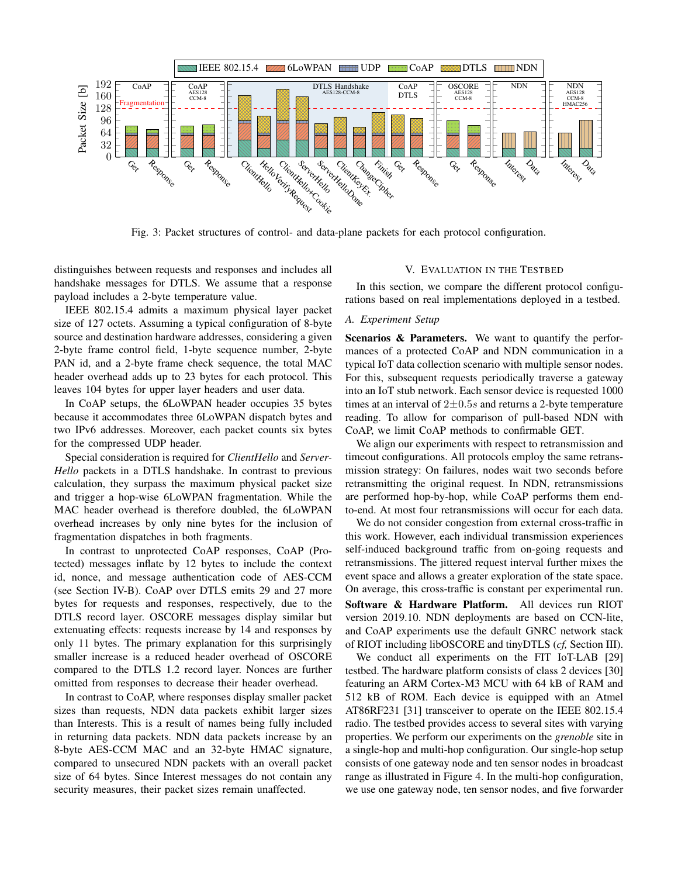Fig. 3: Packet structures of control- and data-plane packets for each protocol configuration.

distinguishes between requests and responses and includes all handshake messages for DTLS. We assume that a response payload includes a 2-byte temperature value.

IEEE 802.15.4 admits a maximum physical layer packet size of 127 octets. Assuming a typical configuration of 8-byte source and destination hardware addresses, considering a given 2-byte frame control field, 1-byte sequence number, 2-byte PAN id, and a 2-byte frame check sequence, the total MAC header overhead adds up to 23 bytes for each protocol. This leaves 104 bytes for upper layer headers and user data.

In CoAP setups, the 6LoWPAN header occupies 35 bytes because it accommodates three 6LoWPAN dispatch bytes and two IPv6 addresses. Moreover, each packet counts six bytes for the compressed UDP header.

Special consideration is required for *ClientHello* and *ServerHello* packets in a DTLS handshake. In contrast to previous calculation, they surpass the maximum physical packet size and trigger a hop-wise 6LoWPAN fragmentation. While the MAC header overhead is therefore doubled, the 6LoWPAN overhead increases by only nine bytes for the inclusion of fragmentation dispatches in both fragments.

In contrast to unprotected CoAP responses, CoAP (Protected) messages inflate by 12 bytes to include the context id, nonce, and message authentication code of AES-CCM (see Section IV-B). CoAP over DTLS emits 29 and 27 more bytes for requests and responses, respectively, due to the DTLS record layer. OSCORE messages display similar but extenuating effects: requests increase by 14 and responses by only 11 bytes. The primary explanation for this surprisingly smaller increase is a reduced header overhead of OSCORE compared to the DTLS 1.2 record layer. Nonces are further omitted from responses to decrease their header overhead.

In contrast to CoAP, where responses display smaller packet sizes than requests, NDN data packets exhibit larger sizes than Interests. This is a result of names being fully included in returning data packets. NDN data packets increase by an 8-byte AES-CCM MAC and an 32-byte HMAC signature, compared to unsecured NDN packets with an overall packet size of 64 bytes. Since Interest messages do not contain any security measures, their packet sizes remain unaffected.

## V. Evaluation in the Testbed

In this section, we compare the different protocol configurations based on real implementations deployed in a testbed.

### A. Experiment Setup

**Scenarios & Parameters.** We want to quantify the performances of a protected CoAP and NDN communication in a typical IoT data collection scenario with multiple sensor nodes. For this, subsequent requests periodically traverse a gateway into an IoT stub network. Each sensor device is requested 1000 times at an interval of $2 \pm 0.5s$ and returns a 2-byte temperature reading. To allow for comparison of pull-based NDN with CoAP, we limit CoAP methods to confirmable GET.

We align our experiments with respect to retransmission and timeout configurations. All protocols employ the same retransmission strategy: On failures, nodes wait two seconds before retransmitting the original request. In NDN, retransmissions are performed hop-by-hop, while CoAP performs them end-to-end. At most four retransmissions will occur for each data.

We do not consider congestion from external cross-traffic in this work. However, each individual transmission experiences self-induced background traffic from on-going requests and retransmissions. The jittered request interval further mixes the event space and allows a greater exploration of the state space. On average, this cross-traffic is constant per experimental run.

**Software & Hardware Platform.** All devices run RIOT version 2019.10. NDN deployments are based on CCN-lite, and CoAP experiments use the default GNRC network stack of RIOT including libOSCORE and tinyDTLS (*cf,* Section III).

We conduct all experiments on the FIT IoT-LAB [29] testbed. The hardware platform consists of class 2 devices [30] featuring an ARM Cortex-M3 MCU with 64 kB of RAM and 512 kB of ROM. Each device is equipped with an Atmel AT86RF231 [31] transceiver to operate on the IEEE 802.15.4 radio. The testbed provides access to several sites with varying properties. We perform our experiments on the *grenoble* site in a single-hop and multi-hop configuration. Our single-hop setup consists of one gateway node and ten sensor nodes in broadcast range as illustrated in Figure 4. In the multi-hop configuration, we use one gateway node, ten sensor nodes, and five forwarder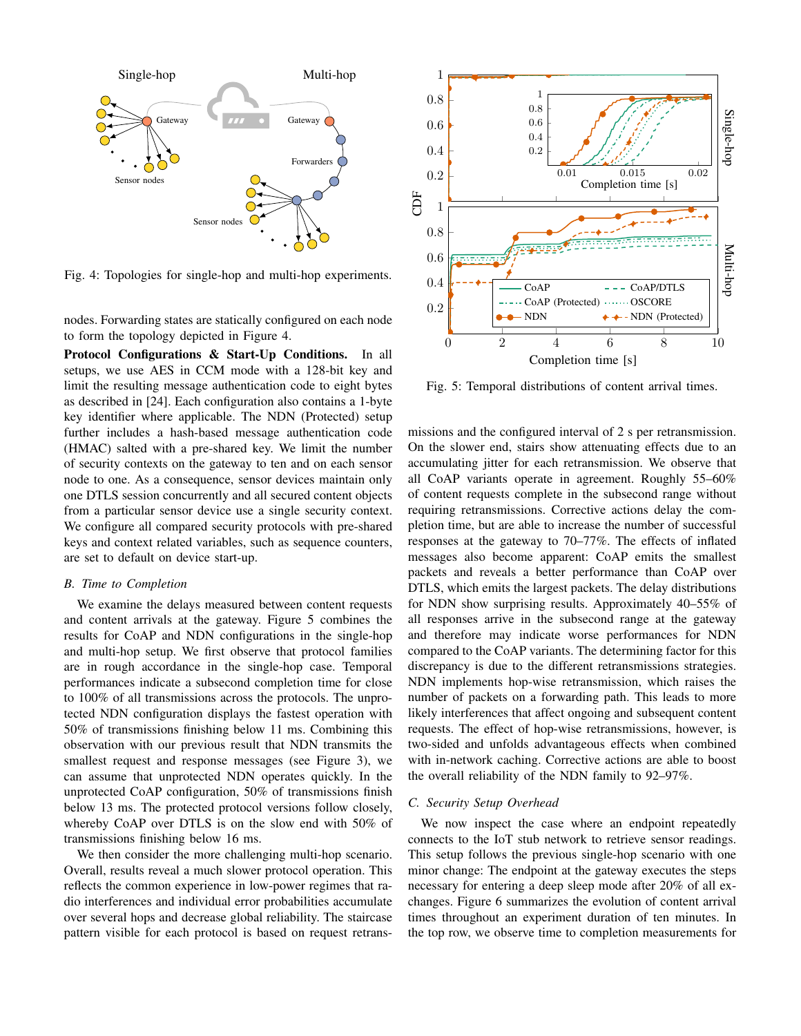Fig. 4: Topologies for single-hop and multi-hop experiments.

Fig. 5: Temporal distributions of content arrival times.

nodes. Forwarding states are statically configured on each node to form the topology depicted in Figure 4.

**Protocol Configurations & Start-Up Conditions.** In all setups, we use AES in CCM mode with a 128-bit key and limit the resulting message authentication code to eight bytes as described in [24]. Each configuration also contains a 1-byte key identifier where applicable. The NDN (Protected) setup further includes a hash-based message authentication code (HMAC) salted with a pre-shared key. We limit the number of security contexts on the gateway to ten and on each sensor node to one. As a consequence, sensor devices maintain only one DTLS session concurrently and all secured content objects from a particular sensor device use a single security context. We configure all compared security protocols with pre-shared keys and context related variables, such as sequence counters, are set to default on device start-up.

### B. Time to Completion

We examine the delays measured between content requests and content arrivals at the gateway. Figure 5 combines the results for CoAP and NDN configurations in the single-hop and multi-hop setup. We first observe that protocol families are in rough accordance in the single-hop case. Temporal performances indicate a subsecond completion time for close to 100% of all transmissions across the protocols. The unprotected NDN configuration displays the fastest operation with 50% of transmissions finishing below 11 ms. Combining this observation with our previous result that NDN transmits the smallest request and response messages (see Figure 3), we can assume that unprotected NDN operates quickly. In the unprotected CoAP configuration, 50% of transmissions finish below 13 ms. The protected protocol versions follow closely, whereby CoAP over DTLS is on the slow end with 50% of transmissions finishing below 16 ms.

We then consider the more challenging multi-hop scenario. Overall, results reveal a much slower protocol operation. This reflects the common experience in low-power regimes that radio interferences and individual error probabilities accumulate over several hops and decrease global reliability. The staircase pattern visible for each protocol is based on request retransmissions and the configured interval of 2 s per retransmission. On the slower end, stairs show attenuating effects due to an accumulating jitter for each retransmission. We observe that all CoAP variants operate in agreement. Roughly 55–60% of content requests complete in the subsecond range without requiring retransmissions. Corrective actions delay the completion time, but are able to increase the number of successful responses at the gateway to 70–77%. The effects of inflated messages also become apparent: CoAP emits the smallest packets and reveals a better performance than CoAP over DTLS, which emits the largest packets. The delay distributions for NDN show surprising results. Approximately 40–55% of all responses arrive in the subsecond range at the gateway and therefore may indicate worse performances for NDN compared to the CoAP variants. The determining factor for this discrepancy is due to the different retransmissions strategies. NDN implements hop-wise retransmission, which raises the number of packets on a forwarding path. This leads to more likely interferences that affect ongoing and subsequent content requests. The effect of hop-wise retransmissions, however, is two-sided and unfolds advantageous effects when combined with in-network caching. Corrective actions are able to boost the overall reliability of the NDN family to 92–97%.

### C. Security Setup Overhead

We now inspect the case where an endpoint repeatedly connects to the IoT stub network to retrieve sensor readings. This setup follows the previous single-hop scenario with one minor change: The endpoint at the gateway executes the steps necessary for entering a deep sleep mode after 20% of all exchanges. Figure 6 summarizes the evolution of content arrival times throughout an experiment duration of ten minutes. In the top row, we observe time to completion measurements for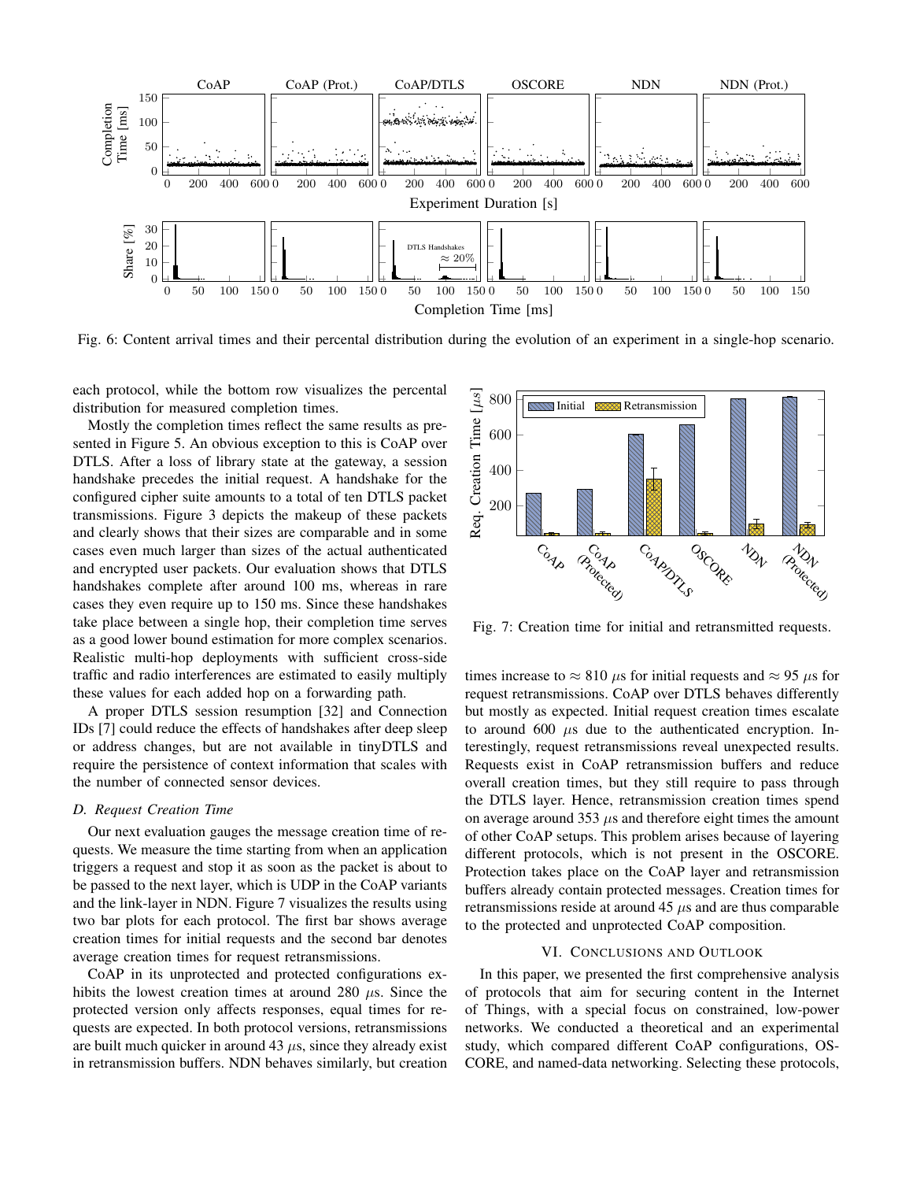Fig. 6: Content arrival times and their percental distribution during the evolution of an experiment in a single-hop scenario.

each protocol, while the bottom row visualizes the percental distribution for measured completion times.

Mostly the completion times reflect the same results as presented in Figure 5. An obvious exception to this is CoAP over DTLS. After a loss of library state at the gateway, a session handshake precedes the initial request. A handshake for the configured cipher suite amounts to a total of ten DTLS packet transmissions. Figure 3 depicts the makeup of these packets and clearly shows that their sizes are comparable and in some cases even much larger than sizes of the actual authenticated and encrypted user packets. Our evaluation shows that DTLS handshakes complete after around 100 ms, whereas in rare cases they even require up to 150 ms. Since these handshakes take place between a single hop, their completion time serves as a good lower bound estimation for more complex scenarios. Realistic multi-hop deployments with sufficient cross-side traffic and radio interferences are estimated to easily multiply these values for each added hop on a forwarding path.

A proper DTLS session resumption [32] and Connection IDs [7] could reduce the effects of handshakes after deep sleep or address changes, but are not available in tinyDTLS and require the persistence of context information that scales with the number of connected sensor devices.

### D. Request Creation Time

Our next evaluation gauges the message creation time of requests. We measure the time starting from when an application triggers a request and stop it as soon as the packet is about to be passed to the next layer, which is UDP in the CoAP variants and the link-layer in NDN. Figure 7 visualizes the results using two bar plots for each protocol. The first bar shows average creation times for initial requests and the second bar denotes average creation times for request retransmissions.

CoAP in its unprotected and protected configurations exhibits the lowest creation times at around 280 $\mu$s. Since the protected version only affects responses, equal times for requests are expected. In both protocol versions, retransmissions are built much quicker in around 43 $\mu$s, since they already exist in retransmission buffers. NDN behaves similarly, but creation times increase to $\approx$ 810 $\mu$s for initial requests and $\approx$ 95 $\mu$s for request retransmissions. CoAP over DTLS behaves differently but mostly as expected. Initial request creation times escalate to around 600 $\mu$s due to the authenticated encryption. Interestingly, request retransmissions reveal unexpected results. Requests exist in CoAP retransmission buffers and reduce overall creation times, but they still require to pass through the DTLS layer. Hence, retransmission creation times spend on average around 353 $\mu$s and therefore eight times the amount of other CoAP setups. This problem arises because of layering different protocols, which is not present in the OSCORE. Protection takes place on the CoAP layer and retransmission buffers already contain protected messages. Creation times for retransmissions reside at around 45 $\mu$s and are thus comparable to the protected and unprotected CoAP composition.

Fig. 7: Creation time for initial and retransmitted requests.

## VI. Conclusions and Outlook

In this paper, we presented the first comprehensive analysis of protocols that aim for securing content in the Internet of Things, with a special focus on constrained, low-power networks. We conducted a theoretical and an experimental study, which compared different CoAP configurations, OSCORE, and named-data networking. Selecting these protocols,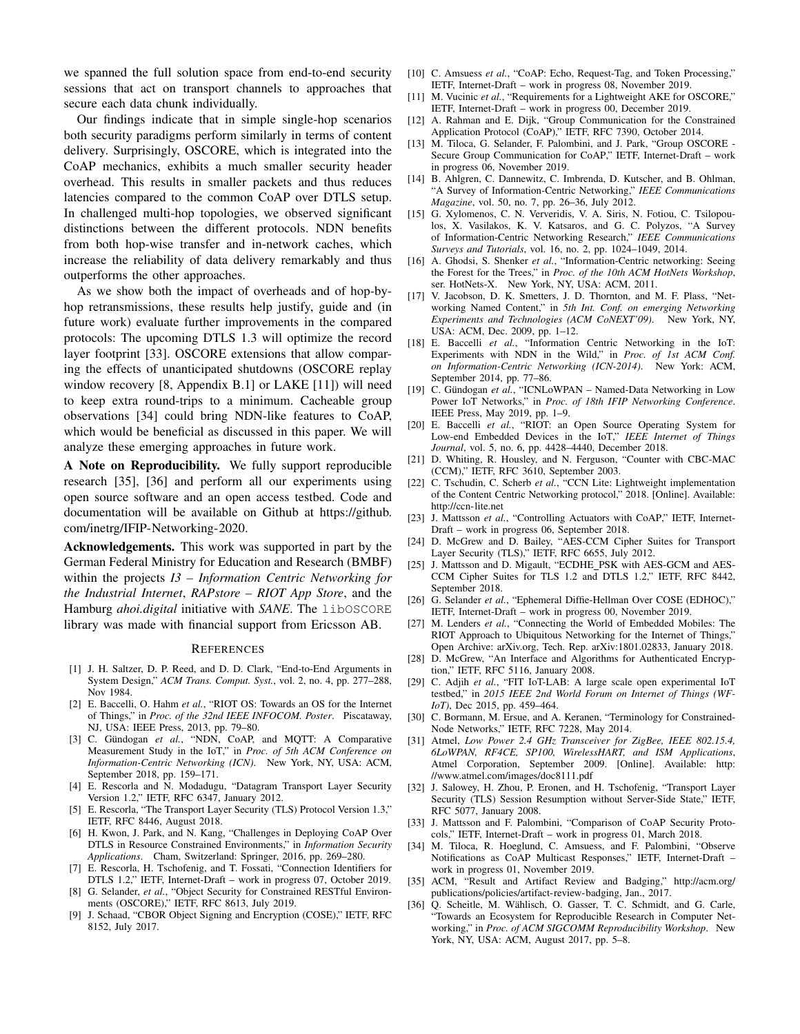we spanned the full solution space from end-to-end security sessions that act on transport channels to approaches that secure each data chunk individually.

Our findings indicate that in simple single-hop scenarios both security paradigms perform similarly in terms of content delivery. Surprisingly, OSCORE, which is integrated into the CoAP mechanics, exhibits a much smaller security header overhead. This results in smaller packets and thus reduces latencies compared to the common CoAP over DTLS setup. In challenged multi-hop topologies, we observed significant distinctions between the different protocols. NDN benefits from both hop-wise transfer and in-network caches, which increase the reliability of data delivery remarkably and thus outperforms the other approaches.

As we show both the impact of overheads and of hop-by-hop retransmissions, these results help justify, guide and (in future work) evaluate further improvements in the compared protocols: The upcoming DTLS 1.3 will optimize the record layer footprint [33]. OSCORE extensions that allow comparing the effects of unanticipated shutdowns (OSCORE replay window recovery [8, Appendix B.1] or LAKE [11]) will need to keep extra round-trips to a minimum. Cacheable group observations [34] could bring NDN-like features to CoAP, which would be beneficial as discussed in this paper. We will analyze these emerging approaches in future work.

**A Note on Reproducibility.** We fully support reproducible research [35], [36] and perform all our experiments using open source software and an open access testbed. Code and documentation will be available on Github at https://github.com/inetrg/IFIP-Networking-2020.

**Acknowledgements.** This work was supported in part by the German Federal Ministry for Education and Research (BMBF) within the projects *I3 – Information Centric Networking for the Industrial Internet*, *RAPstore – RIOT App Store*, and the Hamburg *ahoi.digital* initiative with *SANE*. The `libOSCORE` library was made with financial support from Ericsson AB.

## References

[1] J. H. Saltzer, D. P. Reed, and D. D. Clark, "End-to-End Arguments in System Design," *ACM Trans. Comput. Syst.*, vol. 2, no. 4, pp. 277–288, Nov 1984.

[2] E. Baccelli, O. Hahm *et al.*, "RIOT OS: Towards an OS for the Internet of Things," in *Proc. of the 32nd IEEE INFOCOM. Poster*. Piscataway, NJ, USA: IEEE Press, 2013, pp. 79–80.

[3] C. Gündogan *et al.*, "NDN, CoAP, and MQTT: A Comparative Measurement Study in the IoT," in *Proc. of 5th ACM Conference on Information-Centric Networking (ICN)*. New York, NY, USA: ACM, September 2018, pp. 159–171.

[4] E. Rescorla and N. Modadugu, "Datagram Transport Layer Security Version 1.2," IETF, RFC 6347, January 2012.

[5] E. Rescorla, "The Transport Layer Security (TLS) Protocol Version 1.3," IETF, RFC 8446, August 2018.

[6] H. Kwon, J. Park, and N. Kang, "Challenges in Deploying CoAP Over DTLS in Resource Constrained Environments," in *Information Security Applications*. Cham, Switzerland: Springer, 2016, pp. 269–280.

[7] E. Rescorla, H. Tschofenig, and T. Fossati, "Connection Identifiers for DTLS 1.2," IETF, Internet-Draft – work in progress 07, October 2019.

[8] G. Selander, *et al.*, "Object Security for Constrained RESTful Environments (OSCORE)," IETF, RFC 8613, July 2019.

[9] J. Schaad, "CBOR Object Signing and Encryption (COSE)," IETF, RFC 8152, July 2017.

[10] C. Amsuess *et al.*, "CoAP: Echo, Request-Tag, and Token Processing," IETF, Internet-Draft – work in progress 08, November 2019.

[11] M. Vucinic *et al.*, "Requirements for a Lightweight AKE for OSCORE," IETF, Internet-Draft – work in progress 00, December 2019.

[12] A. Rahman and E. Dijk, "Group Communication for the Constrained Application Protocol (CoAP)," IETF, RFC 7390, October 2014.

[13] M. Tiloca, G. Selander, F. Palombini, and J. Park, "Group OSCORE - Secure Group Communication for CoAP," IETF, Internet-Draft – work in progress 06, November 2019.

[14] B. Ahlgren, C. Dannewitz, C. Imbrenda, D. Kutscher, and B. Ohlman, "A Survey of Information-Centric Networking," *IEEE Communications Magazine*, vol. 50, no. 7, pp. 26–36, July 2012.

[15] G. Xylomenos, C. N. Ververidis, V. A. Siris, N. Fotiou, C. Tsilopoulos, X. Vasilakos, K. V. Katsaros, and G. C. Polyzos, "A Survey of Information-Centric Networking Research," *IEEE Communications Surveys and Tutorials*, vol. 16, no. 2, pp. 1024–1049, 2014.

[16] A. Ghodsi, S. Shenker *et al.*, "Information-Centric networking: Seeing the Forest for the Trees," in *Proc. of the 10th ACM HotNets Workshop*, ser. HotNets-X. New York, NY, USA: ACM, 2011.

[17] V. Jacobson, D. K. Smetters, J. D. Thornton, and M. F. Plass, "Networking Named Content," in *5th Int. Conf. on emerging Networking Experiments and Technologies (ACM CoNEXT'09)*. New York, NY, USA: ACM, Dec. 2009, pp. 1–12.

[18] E. Baccelli *et al.*, "Information Centric Networking in the IoT: Experiments with NDN in the Wild," in *Proc. of 1st ACM Conf. on Information-Centric Networking (ICN-2014)*. New York: ACM, September 2014, pp. 77–86.

[19] C. Gündogan *et al.*, "ICNLoWPAN – Named-Data Networking in Low Power IoT Networks," in *Proc. of 18th IFIP Networking Conference*. IEEE Press, May 2019, pp. 1–9.

[20] E. Baccelli *et al.*, "RIOT: an Open Source Operating System for Low-end Embedded Devices in the IoT," *IEEE Internet of Things Journal*, vol. 5, no. 6, pp. 4428–4440, December 2018.

[21] D. Whiting, R. Housley, and N. Ferguson, "Counter with CBC-MAC (CCM)," IETF, RFC 3610, September 2003.

[22] C. Tschudin, C. Scherb *et al.*, "CCN Lite: Lightweight implementation of the Content Centric Networking protocol," 2018. [Online]. Available: http://ccn-lite.net

[23] J. Mattsson *et al.*, "Controlling Actuators with CoAP," IETF, Internet-Draft – work in progress 06, September 2018.

[24] D. McGrew and D. Bailey, "AES-CCM Cipher Suites for Transport Layer Security (TLS)," IETF, RFC 6655, July 2012.

[25] J. Mattsson and D. Migault, "ECDHE_PSK with AES-GCM and AES-CCM Cipher Suites for TLS 1.2 and DTLS 1.2," IETF, RFC 8442, September 2018.

[26] G. Selander *et al.*, "Ephemeral Diffie-Hellman Over COSE (EDHOC)," IETF, Internet-Draft – work in progress 00, November 2019.

[27] M. Lenders *et al.*, "Connecting the World of Embedded Mobiles: The RIOT Approach to Ubiquitous Networking for the Internet of Things," Open Archive: arXiv.org, Tech. Rep. arXiv:1801.02833, January 2018.

[28] D. McGrew, "An Interface and Algorithms for Authenticated Encryption," IETF, RFC 5116, January 2008.

[29] C. Adjih *et al.*, "FIT IoT-LAB: A large scale open experimental IoT testbed," in *2015 IEEE 2nd World Forum on Internet of Things (WF-IoT)*, Dec 2015, pp. 459–464.

[30] C. Bormann, M. Ersue, and A. Keranen, "Terminology for Constrained-Node Networks," IETF, RFC 7228, May 2014.

[31] Atmel, *Low Power 2.4 GHz Transceiver for ZigBee, IEEE 802.15.4, 6LoWPAN, RF4CE, SP100, WirelessHART, and ISM Applications*, Atmel Corporation, September 2009. [Online]. Available: http://www.atmel.com/images/doc8111.pdf

[32] J. Salowey, H. Zhou, P. Eronen, and H. Tschofenig, "Transport Layer Security (TLS) Session Resumption without Server-Side State," IETF, RFC 5077, January 2008.

[33] J. Mattsson and F. Palombini, "Comparison of CoAP Security Protocols," IETF, Internet-Draft – work in progress 01, March 2018.

[34] M. Tiloca, R. Hoeglund, C. Amsuess, and F. Palombini, "Observe Notifications as CoAP Multicast Responses," IETF, Internet-Draft – work in progress 01, November 2019.

[35] ACM, "Result and Artifact Review and Badging," http://acm.org/publications/policies/artifact-review-badging, Jan., 2017.

[36] Q. Scheitle, M. Wählisch, O. Gasser, T. C. Schmidt, and G. Carle, "Towards an Ecosystem for Reproducible Research in Computer Networking," in *Proc. of ACM SIGCOMM Reproducibility Workshop*. New York, NY, USA: ACM, August 2017, pp. 5–8.